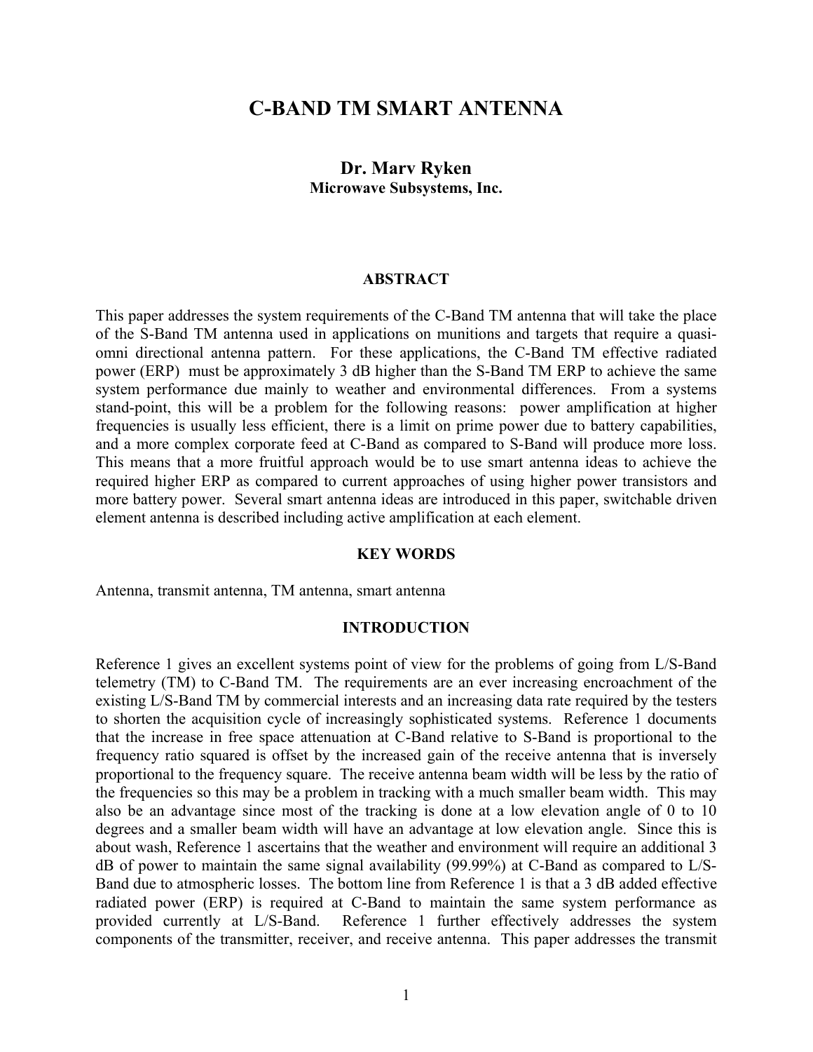# C-BAND TM SMART ANTENNA

**Dr. Marv Ryken**
**Microwave Subsystems, Inc.**

## ABSTRACT

This paper addresses the system requirements of the C-Band TM antenna that will take the place of the S-Band TM antenna used in applications on munitions and targets that require a quasi-omni directional antenna pattern. For these applications, the C-Band TM effective radiated power (ERP) must be approximately 3 dB higher than the S-Band TM ERP to achieve the same system performance due mainly to weather and environmental differences. From a systems stand-point, this will be a problem for the following reasons: power amplification at higher frequencies is usually less efficient, there is a limit on prime power due to battery capabilities, and a more complex corporate feed at C-Band as compared to S-Band will produce more loss. This means that a more fruitful approach would be to use smart antenna ideas to achieve the required higher ERP as compared to current approaches of using higher power transistors and more battery power. Several smart antenna ideas are introduced in this paper, switchable driven element antenna is described including active amplification at each element.

## KEY WORDS

Antenna, transmit antenna, TM antenna, smart antenna

## INTRODUCTION

Reference 1 gives an excellent systems point of view for the problems of going from L/S-Band telemetry (TM) to C-Band TM. The requirements are an ever increasing encroachment of the existing L/S-Band TM by commercial interests and an increasing data rate required by the testers to shorten the acquisition cycle of increasingly sophisticated systems. Reference 1 documents that the increase in free space attenuation at C-Band relative to S-Band is proportional to the frequency ratio squared is offset by the increased gain of the receive antenna that is inversely proportional to the frequency square. The receive antenna beam width will be less by the ratio of the frequencies so this may be a problem in tracking with a much smaller beam width. This may also be an advantage since most of the tracking is done at a low elevation angle of 0 to 10 degrees and a smaller beam width will have an advantage at low elevation angle. Since this is about wash, Reference 1 ascertains that the weather and environment will require an additional 3 dB of power to maintain the same signal availability (99.99%) at C-Band as compared to L/S-Band due to atmospheric losses. The bottom line from Reference 1 is that a 3 dB added effective radiated power (ERP) is required at C-Band to maintain the same system performance as provided currently at L/S-Band. Reference 1 further effectively addresses the system components of the transmitter, receiver, and receive antenna. This paper addresses the transmit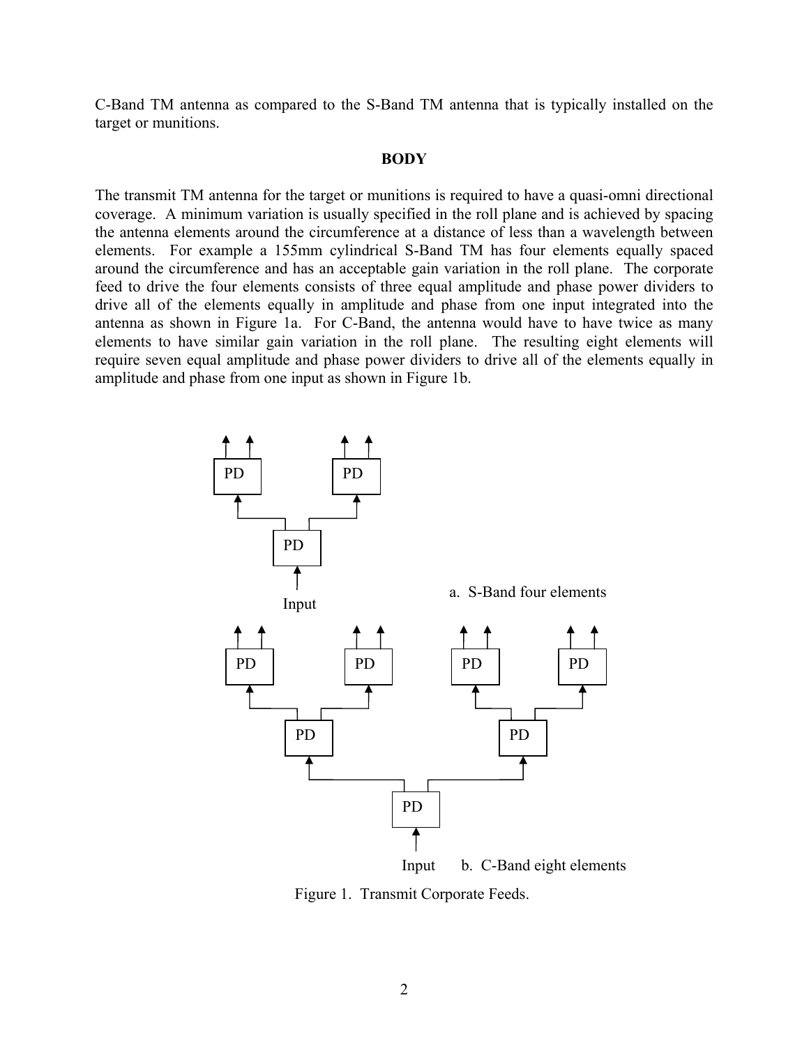C-Band TM antenna as compared to the S-Band TM antenna that is typically installed on the target or munitions.

## BODY

The transmit TM antenna for the target or munitions is required to have a quasi-omni directional coverage. A minimum variation is usually specified in the roll plane and is achieved by spacing the antenna elements around the circumference at a distance of less than a wavelength between elements. For example a 155mm cylindrical S-Band TM has four elements equally spaced around the circumference and has an acceptable gain variation in the roll plane. The corporate feed to drive the four elements consists of three equal amplitude and phase power dividers to drive all of the elements equally in amplitude and phase from one input integrated into the antenna as shown in Figure 1a. For C-Band, the antenna would have to have twice as many elements to have similar gain variation in the roll plane. The resulting eight elements will require seven equal amplitude and phase power dividers to drive all of the elements equally in amplitude and phase from one input as shown in Figure 1b.

a. S-Band four elements

b. C-Band eight elements

Figure 1. Transmit Corporate Feeds.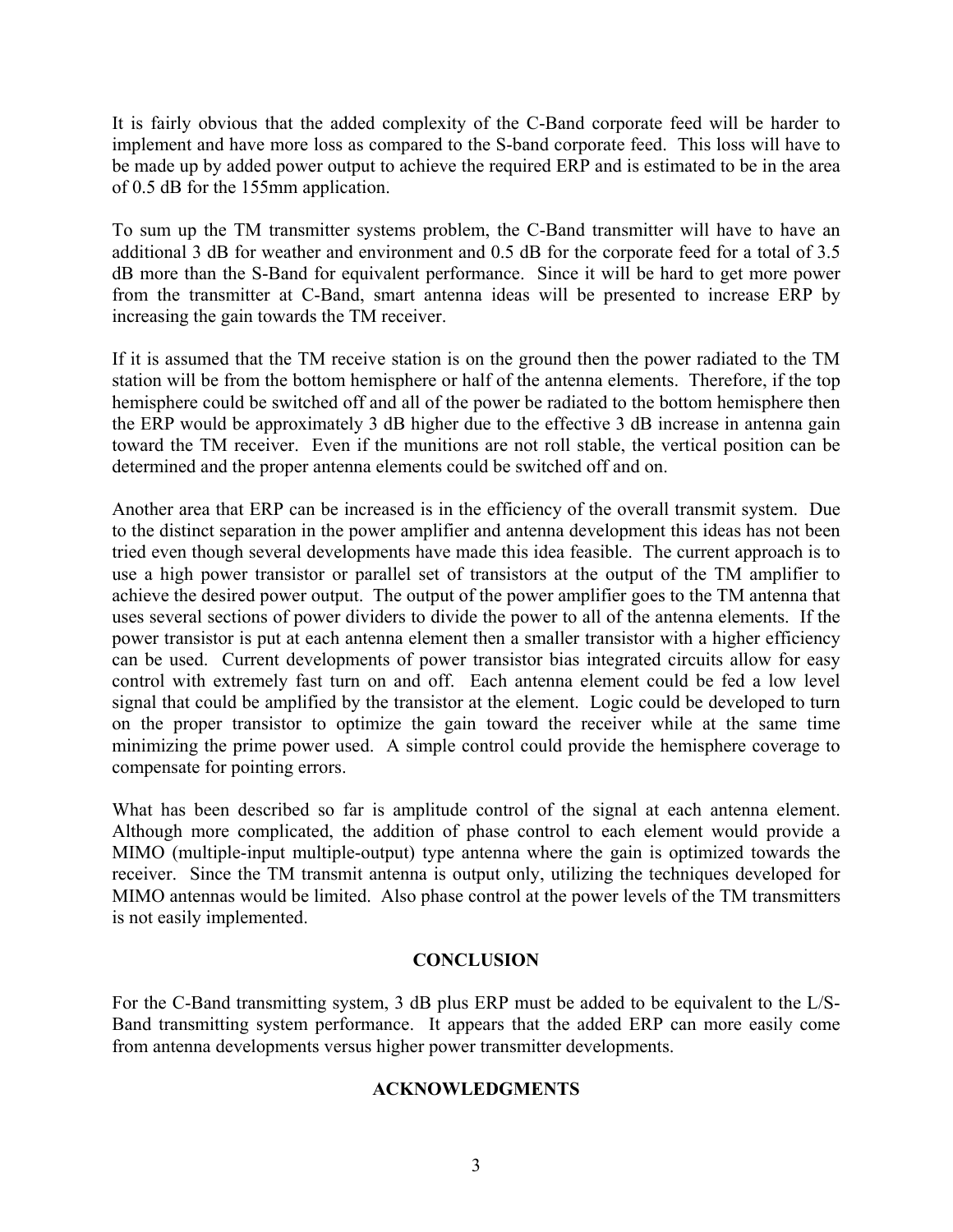It is fairly obvious that the added complexity of the C-Band corporate feed will be harder to implement and have more loss as compared to the S-band corporate feed. This loss will have to be made up by added power output to achieve the required ERP and is estimated to be in the area of 0.5 dB for the 155mm application.

To sum up the TM transmitter systems problem, the C-Band transmitter will have to have an additional 3 dB for weather and environment and 0.5 dB for the corporate feed for a total of 3.5 dB more than the S-Band for equivalent performance. Since it will be hard to get more power from the transmitter at C-Band, smart antenna ideas will be presented to increase ERP by increasing the gain towards the TM receiver.

If it is assumed that the TM receive station is on the ground then the power radiated to the TM station will be from the bottom hemisphere or half of the antenna elements. Therefore, if the top hemisphere could be switched off and all of the power be radiated to the bottom hemisphere then the ERP would be approximately 3 dB higher due to the effective 3 dB increase in antenna gain toward the TM receiver. Even if the munitions are not roll stable, the vertical position can be determined and the proper antenna elements could be switched off and on.

Another area that ERP can be increased is in the efficiency of the overall transmit system. Due to the distinct separation in the power amplifier and antenna development this ideas has not been tried even though several developments have made this idea feasible. The current approach is to use a high power transistor or parallel set of transistors at the output of the TM amplifier to achieve the desired power output. The output of the power amplifier goes to the TM antenna that uses several sections of power dividers to divide the power to all of the antenna elements. If the power transistor is put at each antenna element then a smaller transistor with a higher efficiency can be used. Current developments of power transistor bias integrated circuits allow for easy control with extremely fast turn on and off. Each antenna element could be fed a low level signal that could be amplified by the transistor at the element. Logic could be developed to turn on the proper transistor to optimize the gain toward the receiver while at the same time minimizing the prime power used. A simple control could provide the hemisphere coverage to compensate for pointing errors.

What has been described so far is amplitude control of the signal at each antenna element. Although more complicated, the addition of phase control to each element would provide a MIMO (multiple-input multiple-output) type antenna where the gain is optimized towards the receiver. Since the TM transmit antenna is output only, utilizing the techniques developed for MIMO antennas would be limited. Also phase control at the power levels of the TM transmitters is not easily implemented.

## CONCLUSION

For the C-Band transmitting system, 3 dB plus ERP must be added to be equivalent to the L/S-Band transmitting system performance. It appears that the added ERP can more easily come from antenna developments versus higher power transmitter developments.

## ACKNOWLEDGMENTS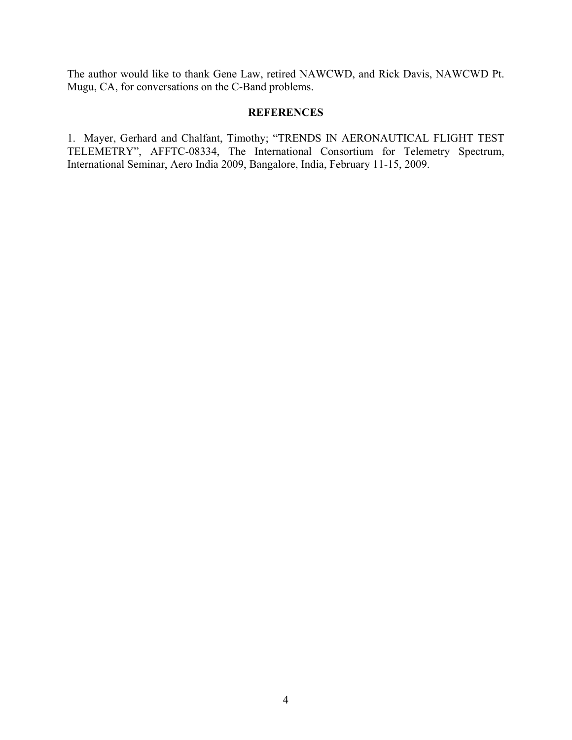The author would like to thank Gene Law, retired NAWCWD, and Rick Davis, NAWCWD Pt. Mugu, CA, for conversations on the C-Band problems.

## REFERENCES

1. Mayer, Gerhard and Chalfant, Timothy; "TRENDS IN AERONAUTICAL FLIGHT TEST TELEMETRY", AFFTC-08334, The International Consortium for Telemetry Spectrum, International Seminar, Aero India 2009, Bangalore, India, February 11-15, 2009.